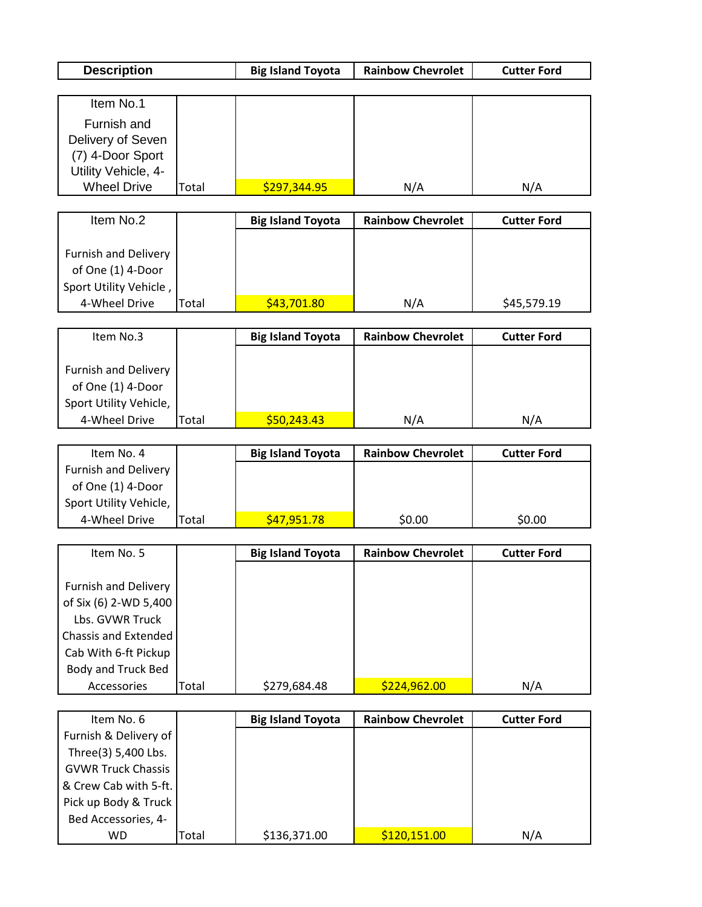| Description | | Big Island Toyota | Rainbow Chevrolet | Cutter Ford |
|---|---|---|---|---|

| Item No.1<br>Furnish and Delivery of Seven (7) 4-Door Sport Utility Vehicle, 4-Wheel Drive | | | | |
|---|---|---|---|---|
| | Total | $297,344.95 | N/A | N/A |

| Item No.2 | | Big Island Toyota | Rainbow Chevrolet | Cutter Ford |
|---|---|---|---|---|
| Furnish and Delivery of One (1) 4-Door Sport Utility Vehicle , 4-Wheel Drive | Total | $43,701.80 | N/A | $45,579.19 |

| Item No.3 | | Big Island Toyota | Rainbow Chevrolet | Cutter Ford |
|---|---|---|---|---|
| Furnish and Delivery of One (1) 4-Door Sport Utility Vehicle, 4-Wheel Drive | Total | $50,243.43 | N/A | N/A |

| Item No. 4 | | Big Island Toyota | Rainbow Chevrolet | Cutter Ford |
|---|---|---|---|---|
| Furnish and Delivery of One (1) 4-Door Sport Utility Vehicle, 4-Wheel Drive | Total | $47,951.78 | $0.00 | $0.00 |

| Item No. 5 | | Big Island Toyota | Rainbow Chevrolet | Cutter Ford |
|---|---|---|---|---|
| Furnish and Delivery of Six (6) 2-WD 5,400 Lbs. GVWR Truck Chassis and Extended Cab With 6-ft Pickup Body and Truck Bed Accessories | Total | $279,684.48 | $224,962.00 | N/A |

| Item No. 6 | | Big Island Toyota | Rainbow Chevrolet | Cutter Ford |
|---|---|---|---|---|
| Furnish & Delivery of Three(3) 5,400 Lbs. GVWR Truck Chassis & Crew Cab with 5-ft. Pick up Body & Truck Bed Accessories, 4-WD | Total | $136,371.00 | $120,151.00 | N/A |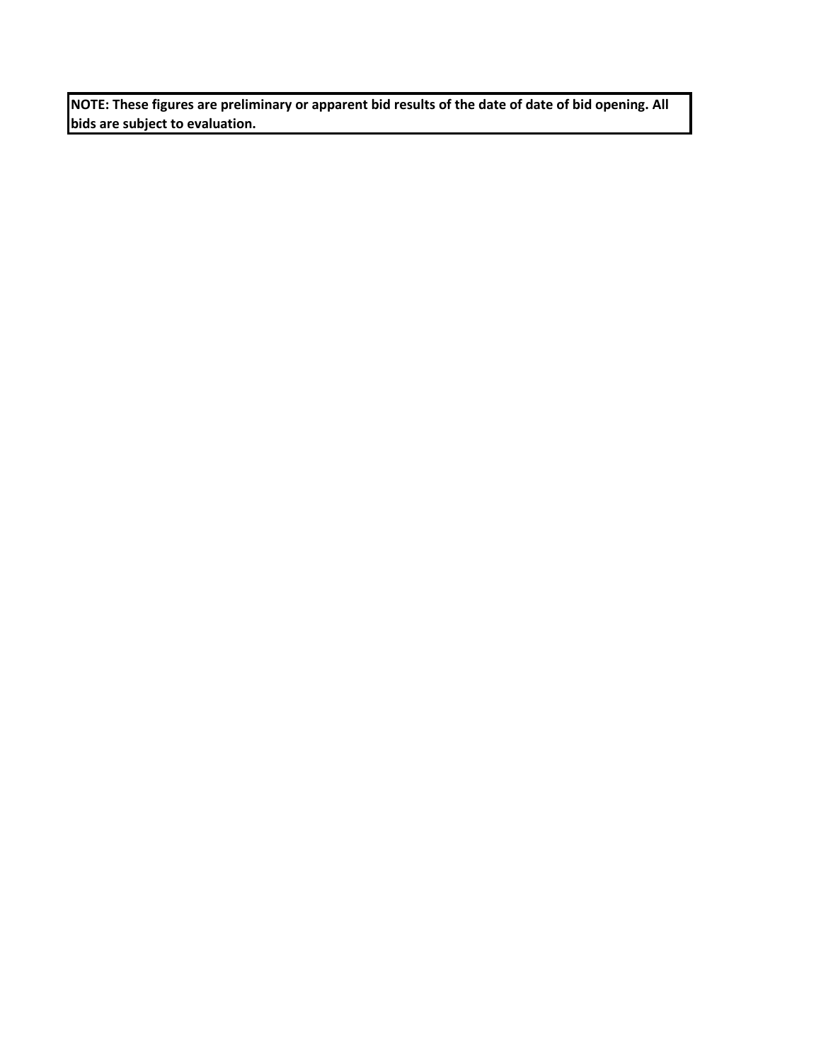**NOTE: These figures are preliminary or apparent bid results of the date of date of bid opening. All bids are subject to evaluation.**